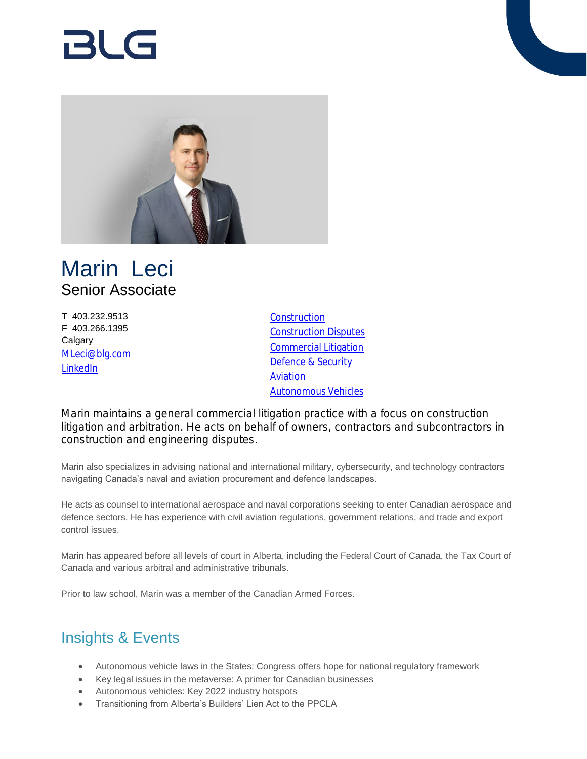# Marin Leci

## Senior Associate

T 403.232.9513
F 403.266.1395
Calgary
MLeci@blg.com
LinkedIn

- Construction
- Construction Disputes
- Commercial Litigation
- Defence & Security
- Aviation
- Autonomous Vehicles

Marin maintains a general commercial litigation practice with a focus on construction litigation and arbitration. He acts on behalf of owners, contractors and subcontractors in construction and engineering disputes.

Marin also specializes in advising national and international military, cybersecurity, and technology contractors navigating Canada's naval and aviation procurement and defence landscapes.

He acts as counsel to international aerospace and naval corporations seeking to enter Canadian aerospace and defence sectors. He has experience with civil aviation regulations, government relations, and trade and export control issues.

Marin has appeared before all levels of court in Alberta, including the Federal Court of Canada, the Tax Court of Canada and various arbitral and administrative tribunals.

Prior to law school, Marin was a member of the Canadian Armed Forces.

## Insights & Events

- Autonomous vehicle laws in the States: Congress offers hope for national regulatory framework
- Key legal issues in the metaverse: A primer for Canadian businesses
- Autonomous vehicles: Key 2022 industry hotspots
- Transitioning from Alberta's Builders' Lien Act to the PPCLA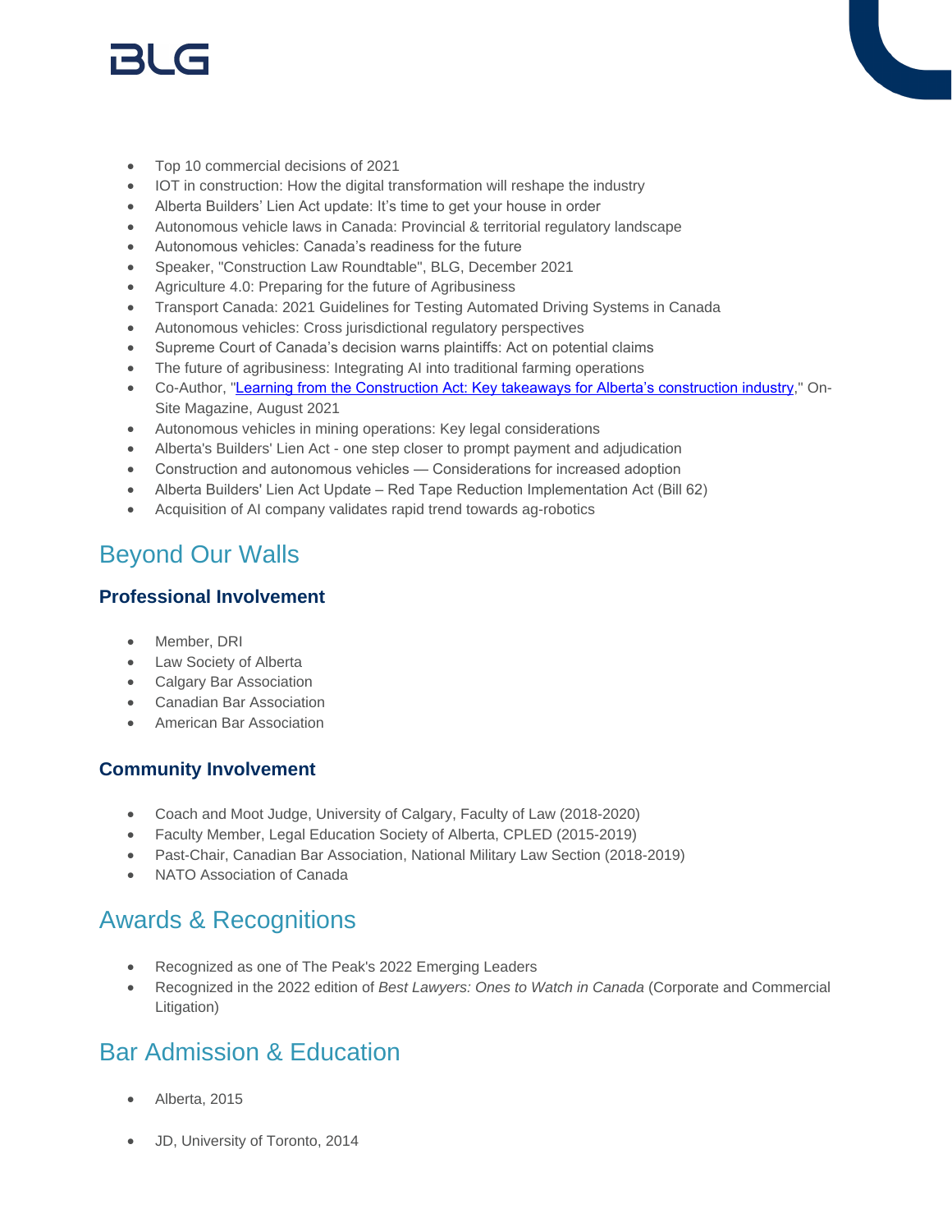- Top 10 commercial decisions of 2021
- IOT in construction: How the digital transformation will reshape the industry
- Alberta Builders' Lien Act update: It's time to get your house in order
- Autonomous vehicle laws in Canada: Provincial & territorial regulatory landscape
- Autonomous vehicles: Canada's readiness for the future
- Speaker, "Construction Law Roundtable", BLG, December 2021
- Agriculture 4.0: Preparing for the future of Agribusiness
- Transport Canada: 2021 Guidelines for Testing Automated Driving Systems in Canada
- Autonomous vehicles: Cross jurisdictional regulatory perspectives
- Supreme Court of Canada's decision warns plaintiffs: Act on potential claims
- The future of agribusiness: Integrating AI into traditional farming operations
- Co-Author, "Learning from the Construction Act: Key takeaways for Alberta's construction industry," On-Site Magazine, August 2021
- Autonomous vehicles in mining operations: Key legal considerations
- Alberta's Builders' Lien Act - one step closer to prompt payment and adjudication
- Construction and autonomous vehicles — Considerations for increased adoption
- Alberta Builders' Lien Act Update – Red Tape Reduction Implementation Act (Bill 62)
- Acquisition of AI company validates rapid trend towards ag-robotics

## Beyond Our Walls

### Professional Involvement

- Member, DRI
- Law Society of Alberta
- Calgary Bar Association
- Canadian Bar Association
- American Bar Association

### Community Involvement

- Coach and Moot Judge, University of Calgary, Faculty of Law (2018-2020)
- Faculty Member, Legal Education Society of Alberta, CPLED (2015-2019)
- Past-Chair, Canadian Bar Association, National Military Law Section (2018-2019)
- NATO Association of Canada

## Awards & Recognitions

- Recognized as one of The Peak's 2022 Emerging Leaders
- Recognized in the 2022 edition of *Best Lawyers: Ones to Watch in Canada* (Corporate and Commercial Litigation)

## Bar Admission & Education

- Alberta, 2015
- JD, University of Toronto, 2014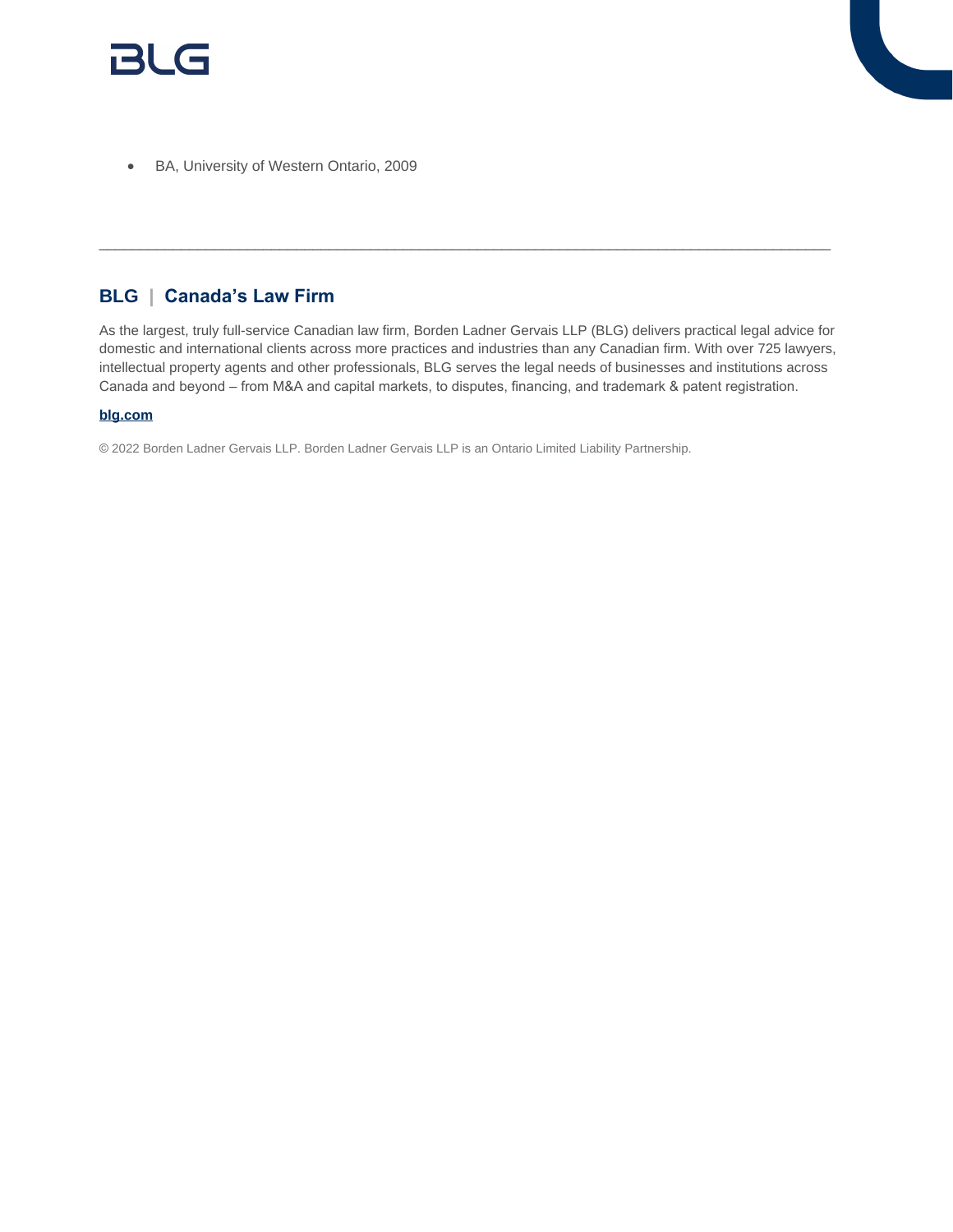- BA, University of Western Ontario, 2009

---

## BLG | Canada's Law Firm

As the largest, truly full-service Canadian law firm, Borden Ladner Gervais LLP (BLG) delivers practical legal advice for domestic and international clients across more practices and industries than any Canadian firm. With over 725 lawyers, intellectual property agents and other professionals, BLG serves the legal needs of businesses and institutions across Canada and beyond – from M&A and capital markets, to disputes, financing, and trademark & patent registration.

**blg.com**

© 2022 Borden Ladner Gervais LLP. Borden Ladner Gervais LLP is an Ontario Limited Liability Partnership.